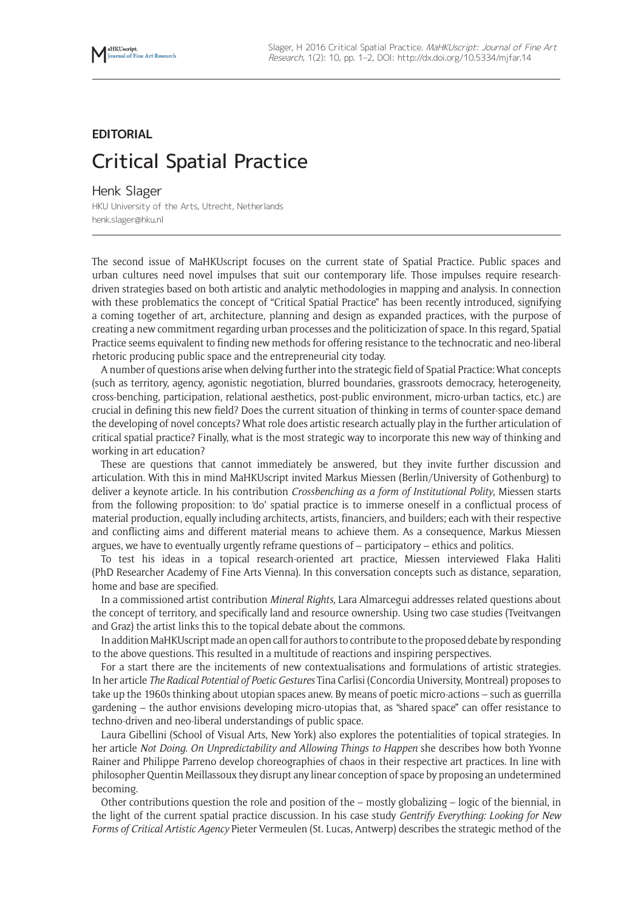**EDITORIAL**

# Critical Spatial Practice

Henk Slager

HKU University of the Arts, Utrecht, Netherlands

henk.slager@hku.nl

The second issue of MaHKUscript focuses on the current state of Spatial Practice. Public spaces and urban cultures need novel impulses that suit our contemporary life. Those impulses require research-driven strategies based on both artistic and analytic methodologies in mapping and analysis. In connection with these problematics the concept of "Critical Spatial Practice" has been recently introduced, signifying a coming together of art, architecture, planning and design as expanded practices, with the purpose of creating a new commitment regarding urban processes and the politicization of space. In this regard, Spatial Practice seems equivalent to finding new methods for offering resistance to the technocratic and neo-liberal rhetoric producing public space and the entrepreneurial city today.

A number of questions arise when delving further into the strategic field of Spatial Practice: What concepts (such as territory, agency, agonistic negotiation, blurred boundaries, grassroots democracy, heterogeneity, cross-benching, participation, relational aesthetics, post-public environment, micro-urban tactics, etc.) are crucial in defining this new field? Does the current situation of thinking in terms of counter-space demand the developing of novel concepts? What role does artistic research actually play in the further articulation of critical spatial practice? Finally, what is the most strategic way to incorporate this new way of thinking and working in art education?

These are questions that cannot immediately be answered, but they invite further discussion and articulation. With this in mind MaHKUscript invited Markus Miessen (Berlin/University of Gothenburg) to deliver a keynote article. In his contribution *Crossbenching as a form of Institutional Polity*, Miessen starts from the following proposition: to 'do' spatial practice is to immerse oneself in a conflictual process of material production, equally including architects, artists, financiers, and builders; each with their respective and conflicting aims and different material means to achieve them. As a consequence, Markus Miessen argues, we have to eventually urgently reframe questions of – participatory – ethics and politics.

To test his ideas in a topical research-oriented art practice, Miessen interviewed Flaka Haliti (PhD Researcher Academy of Fine Arts Vienna). In this conversation concepts such as distance, separation, home and base are specified.

In a commissioned artist contribution *Mineral Rights*, Lara Almarcegui addresses related questions about the concept of territory, and specifically land and resource ownership. Using two case studies (Tveitvangen and Graz) the artist links this to the topical debate about the commons.

In addition MaHKUscript made an open call for authors to contribute to the proposed debate by responding to the above questions. This resulted in a multitude of reactions and inspiring perspectives.

For a start there are the incitements of new contextualisations and formulations of artistic strategies. In her article *The Radical Potential of Poetic Gestures* Tina Carlisi (Concordia University, Montreal) proposes to take up the 1960s thinking about utopian spaces anew. By means of poetic micro-actions – such as guerrilla gardening – the author envisions developing micro-utopias that, as "shared space" can offer resistance to techno-driven and neo-liberal understandings of public space.

Laura Gibellini (School of Visual Arts, New York) also explores the potentialities of topical strategies. In her article *Not Doing. On Unpredictability and Allowing Things to Happen* she describes how both Yvonne Rainer and Philippe Parreno develop choreographies of chaos in their respective art practices. In line with philosopher Quentin Meillassoux they disrupt any linear conception of space by proposing an undetermined becoming.

Other contributions question the role and position of the – mostly globalizing – logic of the biennial, in the light of the current spatial practice discussion. In his case study *Gentrify Everything: Looking for New Forms of Critical Artistic Agency* Pieter Vermeulen (St. Lucas, Antwerp) describes the strategic method of the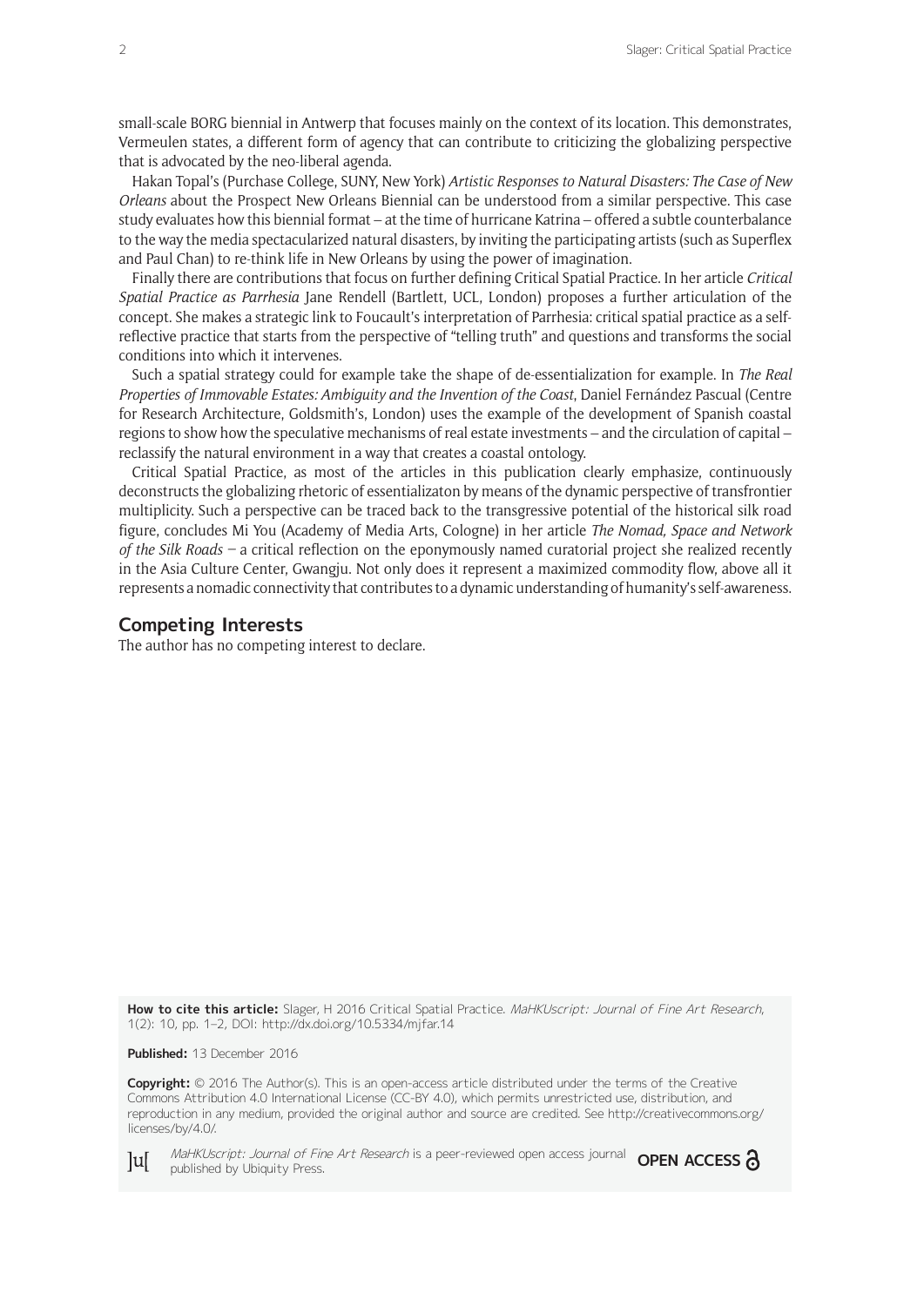small-scale BORG biennial in Antwerp that focuses mainly on the context of its location. This demonstrates, Vermeulen states, a different form of agency that can contribute to criticizing the globalizing perspective that is advocated by the neo-liberal agenda.

Hakan Topal's (Purchase College, SUNY, New York) *Artistic Responses to Natural Disasters: The Case of New Orleans* about the Prospect New Orleans Biennial can be understood from a similar perspective. This case study evaluates how this biennial format – at the time of hurricane Katrina – offered a subtle counterbalance to the way the media spectacularized natural disasters, by inviting the participating artists (such as Superflex and Paul Chan) to re-think life in New Orleans by using the power of imagination.

Finally there are contributions that focus on further defining Critical Spatial Practice. In her article *Critical Spatial Practice as Parrhesia* Jane Rendell (Bartlett, UCL, London) proposes a further articulation of the concept. She makes a strategic link to Foucault's interpretation of Parrhesia: critical spatial practice as a self-reflective practice that starts from the perspective of "telling truth" and questions and transforms the social conditions into which it intervenes.

Such a spatial strategy could for example take the shape of de-essentialization for example. In *The Real Properties of Immovable Estates: Ambiguity and the Invention of the Coast*, Daniel Fernández Pascual (Centre for Research Architecture, Goldsmith's, London) uses the example of the development of Spanish coastal regions to show how the speculative mechanisms of real estate investments – and the circulation of capital – reclassify the natural environment in a way that creates a coastal ontology.

Critical Spatial Practice, as most of the articles in this publication clearly emphasize, continuously deconstructs the globalizing rhetoric of essentializaton by means of the dynamic perspective of transfrontier multiplicity. Such a perspective can be traced back to the transgressive potential of the historical silk road figure, concludes Mi You (Academy of Media Arts, Cologne) in her article *The Nomad, Space and Network of the Silk Roads* – a critical reflection on the eponymously named curatorial project she realized recently in the Asia Culture Center, Gwangju. Not only does it represent a maximized commodity flow, above all it represents a nomadic connectivity that contributes to a dynamic understanding of humanity's self-awareness.

## Competing Interests

The author has no competing interest to declare.

**How to cite this article:** Slager, H 2016 Critical Spatial Practice. *MaHKUscript: Journal of Fine Art Research*, 1(2): 10, pp. 1–2, DOI: http://dx.doi.org/10.5334/mjfar.14

**Published:** 13 December 2016

**Copyright:** © 2016 The Author(s). This is an open-access article distributed under the terms of the Creative Commons Attribution 4.0 International License (CC-BY 4.0), which permits unrestricted use, distribution, and reproduction in any medium, provided the original author and source are credited. See http://creativecommons.org/licenses/by/4.0/.

*MaHKUscript: Journal of Fine Art Research* is a peer-reviewed open access journal published by Ubiquity Press. **OPEN ACCESS**